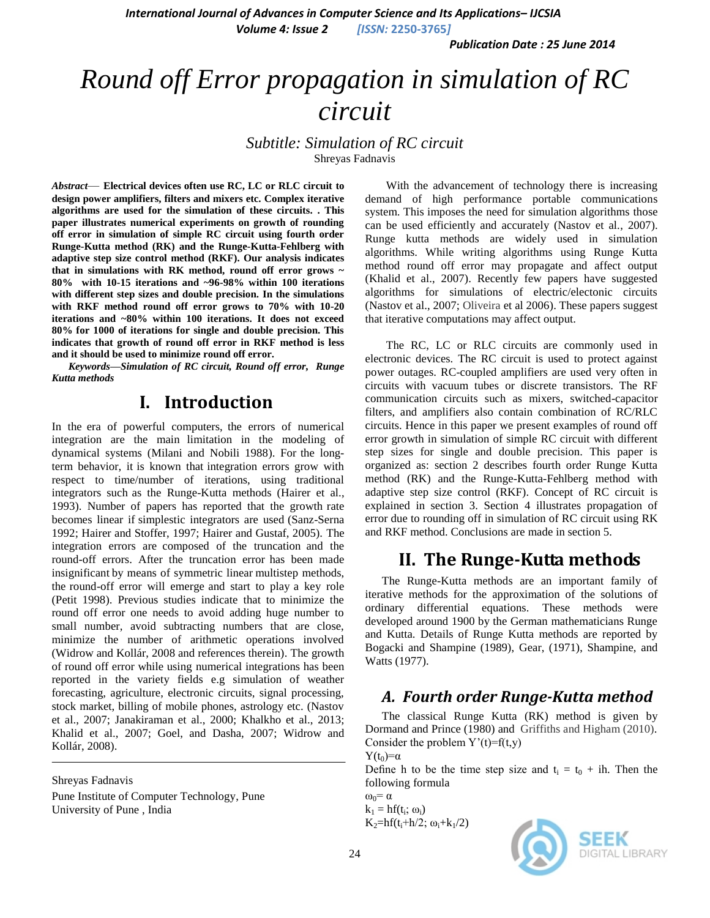# Round off Error propagation in simulation of RC circuit

*Subtitle: Simulation of RC circuit*

Shreyas Fadnavis

***Abstract*— Electrical devices often use RC, LC or RLC circuit to design power amplifiers, filters and mixers etc. Complex iterative algorithms are used for the simulation of these circuits. . This paper illustrates numerical experiments on growth of rounding off error in simulation of simple RC circuit using fourth order Runge-Kutta method (RK) and the Runge-Kutta-Fehlberg with adaptive step size control method (RKF). Our analysis indicates that in simulations with RK method, round off error grows ~ 80% with 10-15 iterations and ~96-98% within 100 iterations with different step sizes and double precision. In the simulations with RKF method round off error grows to 70% with 10-20 iterations and ~80% within 100 iterations. It does not exceed 80% for 1000 of iterations for single and double precision. This indicates that growth of round off error in RKF method is less and it should be used to minimize round off error.**

***Keywords—Simulation of RC circuit, Round off error, Runge Kutta methods***

## I. Introduction

In the era of powerful computers, the errors of numerical integration are the main limitation in the modeling of dynamical systems (Milani and Nobili 1988). For the long-term behavior, it is known that integration errors grow with respect to time/number of iterations, using traditional integrators such as the Runge-Kutta methods (Hairer et al., 1993). Number of papers has reported that the growth rate becomes linear if simplectic integrators are used (Sanz-Serna 1992; Hairer and Stoffer, 1997; Hairer and Gustaf, 2005). The integration errors are composed of the truncation and the round-off errors. After the truncation error has been made insignificant by means of symmetric linear multistep methods, the round-off error will emerge and start to play a key role (Petit 1998). Previous studies indicate that to minimize the round off error one needs to avoid adding huge number to small number, avoid subtracting numbers that are close, minimize the number of arithmetic operations involved (Widrow and Kollár, 2008 and references therein). The growth of round off error while using numerical integrations has been reported in the variety fields e.g simulation of weather forecasting, agriculture, electronic circuits, signal processing, stock market, billing of mobile phones, astrology etc. (Nastov et al., 2007; Janakiraman et al., 2000; Khalkho et al., 2013; Khalid et al., 2007; Goel, and Dasha, 2007; Widrow and Kollár, 2008).

With the advancement of technology there is increasing demand of high performance portable communications system. This imposes the need for simulation algorithms those can be used efficiently and accurately (Nastov et al., 2007). Runge kutta methods are widely used in simulation algorithms. While writing algorithms using Runge Kutta method round off error may propagate and affect output (Khalid et al., 2007). Recently few papers have suggested algorithms for simulations of electric/electonic circuits (Nastov et al., 2007; Oliveira et al 2006). These papers suggest that iterative computations may affect output.

The RC, LC or RLC circuits are commonly used in electronic devices. The RC circuit is used to protect against power outages. RC-coupled amplifiers are used very often in circuits with vacuum tubes or discrete transistors. The RF communication circuits such as mixers, switched-capacitor filters, and amplifiers also contain combination of RC/RLC circuits. Hence in this paper we present examples of round off error growth in simulation of simple RC circuit with different step sizes for single and double precision. This paper is organized as: section 2 describes fourth order Runge Kutta method (RK) and the Runge-Kutta-Fehlberg method with adaptive step size control (RKF). Concept of RC circuit is explained in section 3. Section 4 illustrates propagation of error due to rounding off in simulation of RC circuit using RK and RKF method. Conclusions are made in section 5.

## II. The Runge-Kutta methods

The Runge-Kutta methods are an important family of iterative methods for the approximation of the solutions of ordinary differential equations. These methods were developed around 1900 by the German mathematicians Runge and Kutta. Details of Runge Kutta methods are reported by Bogacki and Shampine (1989), Gear, (1971), Shampine, and Watts (1977).

### *A. Fourth order Runge-Kutta method*

The classical Runge Kutta (RK) method is given by Dormand and Prince (1980) and Griffiths and Higham (2010). Consider the problem $Y'(t)=f(t,y)$

$Y(t_0)=\alpha$

Define h to be the time step size and $t_i = t_0 + ih$. Then the following formula

$\omega_0 = \alpha$

$k_1 = hf(t_i; \omega_i)$

$K_2=hf(t_i+h/2; \omega_i+k_1/2)$

---

Shreyas Fadnavis

Pune Institute of Computer Technology, Pune
University of Pune , India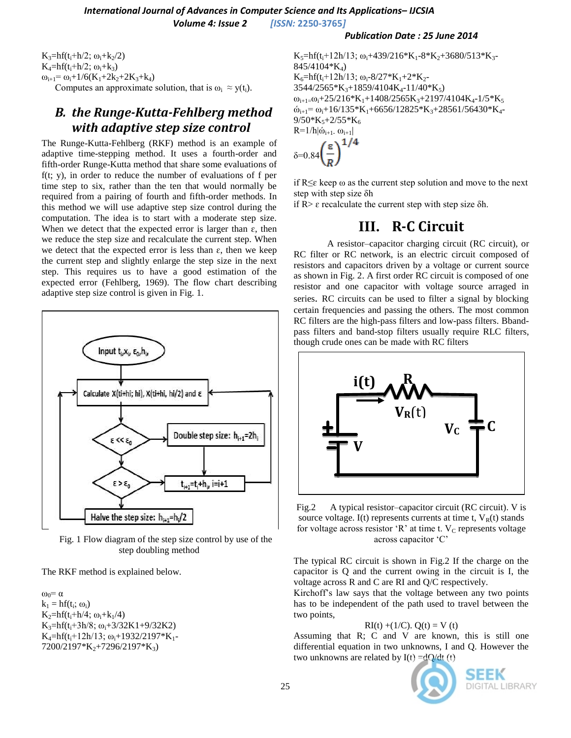$K_3=hf(t_i+h/2;\ \omega_i+k_2/2)$
$K_4=hf(t_i+h/2;\ \omega_i+k_3)$
$\omega_{i+1}=\omega_i+1/6(K_1+2k_2+2K_3+k_4)$

Computes an approximate solution, that is $\omega_i \approx y(t_i)$.

## B. the Runge-Kutta-Fehlberg method with adaptive step size control

The Runge-Kutta-Fehlberg (RKF) method is an example of adaptive time-stepping method. It uses a fourth-order and fifth-order Runge-Kutta method that share some evaluations of f(t; y), in order to reduce the number of evaluations of f per time step to six, rather than the ten that would normally be required from a pairing of fourth and fifth-order methods. In this method we will use adaptive step size control during the computation. The idea is to start with a moderate step size. When we detect that the expected error is larger than ε, then we reduce the step size and recalculate the current step. When we detect that the expected error is less than ε, then we keep the current step and slightly enlarge the step size in the next step. This requires us to have a good estimation of the expected error (Fehlberg, 1969). The flow chart describing adaptive step size control is given in Fig. 1.

Fig. 1 Flow diagram of the step size control by use of the step doubling method

The RKF method is explained below.

$\omega_0=\alpha$
$k_1 = hf(t_i;\ \omega_i)$
$K_2=hf(t_i+h/4;\ \omega_i+k_1/4)$
$K_3=hf(t_i+3h/8;\ \omega_i+3/32K1+9/32K2)$
$K_4=hf(t_i+12h/13;\ \omega_i+1932/2197*K_1-7200/2197*K_2+7296/2197*K_3)$
$K_5=hf(t_i+12h/13;\ \omega_i+439/216*K_1-8*K_2+3680/513*K_3-845/4104*K_4)$
$K_6=hf(t_i+12h/13;\ \omega_i-8/27*K_1+2*K_2-3544/2565*K_3+1859/4104K_4-11/40*K_5)$
$\omega_{i+1}=\omega_i+25/216*K_1+1408/2565K_3+2197/4104K_4-1/5*K_5$
$\acute{\omega}_{i+1}=\omega_i+16/135*K_1+6656/12825*K_3+28561/56430*K_4-9/50*K_5+2/55*K_6$
$R=1/h|\acute{\omega}_{i+1}-\omega_{i+1}|$

$$\delta=0.84\left(\frac{\varepsilon}{R}\right)^{1/4}$$

if $R\leq\varepsilon$ keep ω as the current step solution and move to the next step with step size δh

if $R>\varepsilon$ recalculate the current step with step size δh.

# III. R-C Circuit

A resistor–capacitor charging circuit (RC circuit), or RC filter or RC network, is an electric circuit composed of resistors and capacitors driven by a voltage or current source as shown in Fig. 2. A first order RC circuit is composed of one resistor and one capacitor with voltage source arraged in series. RC circuits can be used to filter a signal by blocking certain frequencies and passing the others. The most common RC filters are the high-pass filters and low-pass filters. Bband-pass filters and band-stop filters usually require RLC filters, though crude ones can be made with RC filters

Fig.2 A typical resistor–capacitor circuit (RC circuit). V is source voltage. I(t) represents currents at time t, $V_R(t)$ stands for voltage across resistor 'R' at time t. $V_C$ represents voltage across capacitor 'C'

The typical RC circuit is shown in Fig.2 If the charge on the capacitor is Q and the current owing in the circuit is I, the voltage across R and C are RI and Q/C respectively.

Kirchoff's law says that the voltage between any two points has to be independent of the path used to travel between the two points,

$$RI(t) + (1/C).\ Q(t) = V(t)$$

Assuming that R; C and V are known, this is still one differential equation in two unknowns, I and Q. However the two unknowns are related by $I(t) = dQ/dt\ (t)$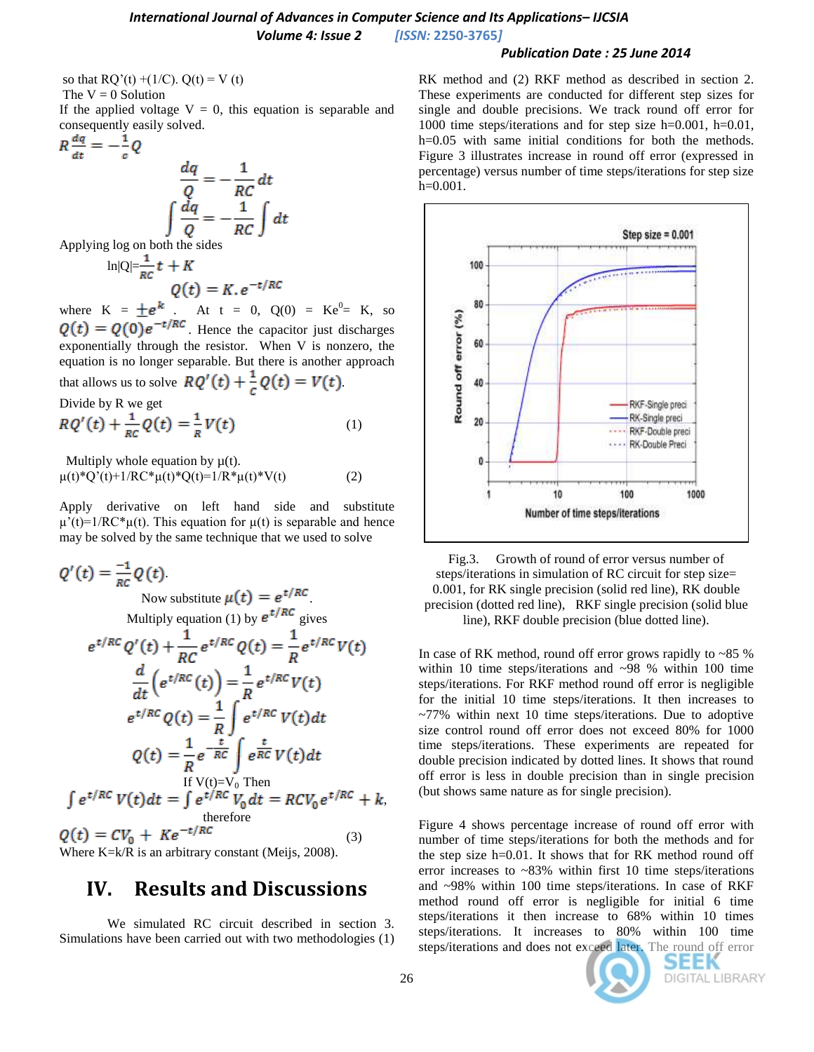so that RQ'(t) +(1/C). Q(t) = V (t)

The V = 0 Solution

If the applied voltage V = 0, this equation is separable and consequently easily solved.

$$R\frac{dq}{dt} = -\frac{1}{c}Q$$

$$\frac{dq}{Q} = -\frac{1}{RC}dt$$

$$\int \frac{dq}{Q} = -\frac{1}{RC}\int dt$$

Applying log on both the sides

$$\ln|Q| = \frac{1}{RC}t + K$$

$$Q(t) = K.e^{-t/RC}$$

where $K = \pm e^{k}$. At t = 0, Q(0) = Ke$^{0}$= K, so $Q(t) = Q(0)e^{-t/RC}$. Hence the capacitor just discharges exponentially through the resistor. When V is nonzero, the equation is no longer separable. But there is another approach that allows us to solve $RQ'(t) + \frac{1}{c}Q(t) = V(t)$.

Divide by R we get

$$RQ'(t) + \frac{1}{RC}Q(t) = \frac{1}{R}V(t) \qquad (1)$$

Multiply whole equation by μ(t).

$$\mu(t)*Q'(t)+1/RC*\mu(t)*Q(t)=1/R*\mu(t)*V(t) \qquad (2)$$

Apply derivative on left hand side and substitute μ'(t)=1/RC*μ(t). This equation for μ(t) is separable and hence may be solved by the same technique that we used to solve

$$Q'(t) = \frac{-1}{RC}Q(t).$$

Now substitute $\mu(t) = e^{t/RC}$.

Multiply equation (1) by $e^{t/RC}$ gives

$$e^{t/RC}Q'(t) + \frac{1}{RC}e^{t/RC}Q(t) = \frac{1}{R}e^{t/RC}V(t)$$

$$\frac{d}{dt}\left(e^{t/RC}(t)\right) = \frac{1}{R}e^{t/RC}V(t)$$

$$e^{t/RC}Q(t) = \frac{1}{R}\int e^{t/RC}V(t)dt$$

$$Q(t) = \frac{1}{R}e^{-\frac{t}{RC}}\int e^{\frac{t}{RC}}V(t)dt$$

If V(t)=$V_0$ Then

$$\int e^{t/RC}V(t)dt = \int e^{t/RC}V_0 dt = RCV_0 e^{t/RC} + k,$$

therefore

$$Q(t) = CV_0 + Ke^{-t/RC} \qquad (3)$$

Where K=k/R is an arbitrary constant (Meijs, 2008).

# IV. Results and Discussions

We simulated RC circuit described in section 3. Simulations have been carried out with two methodologies (1) RK method and (2) RKF method as described in section 2. These experiments are conducted for different step sizes for single and double precisions. We track round off error for 1000 time steps/iterations and for step size h=0.001, h=0.01, h=0.05 with both same initial conditions for both the methods. Figure 3 illustrates increase in round off error (expressed in percentage) versus number of time steps/iterations for step size h=0.001.

Fig.3. Growth of round of error versus number of steps/iterations in simulation of RC circuit for step size= 0.001, for RK single precision (solid red line), RK double precision (dotted red line), RKF single precision (solid blue line), RKF double precision (blue dotted line).

In case of RK method, round off error grows rapidly to ~85 % within 10 time steps/iterations and ~98 % within 100 time steps/iterations. For RKF method round off error is negligible for the initial 10 time steps/iterations. It then increases to ~77% within next 10 time steps/iterations. Due to adoptive size control round off error does not exceed 80% for 1000 time steps/iterations. These experiments are repeated for double precision indicated by dotted lines. It shows that round off error is less in double precision than in single precision (but shows same nature as for single precision).

Figure 4 shows percentage increase of round off error with number of time steps/iterations for both the methods and for the step size h=0.01. It shows that for RK method round off error increases to ~83% within first 10 time steps/iterations and ~98% within 100 time steps/iterations. In case of RKF method round off error is negligible for initial 6 time steps/iterations it then increase to 68% within 10 times steps/iterations. It increases to 80% within 100 time steps/iterations and does not exceed later. The round off error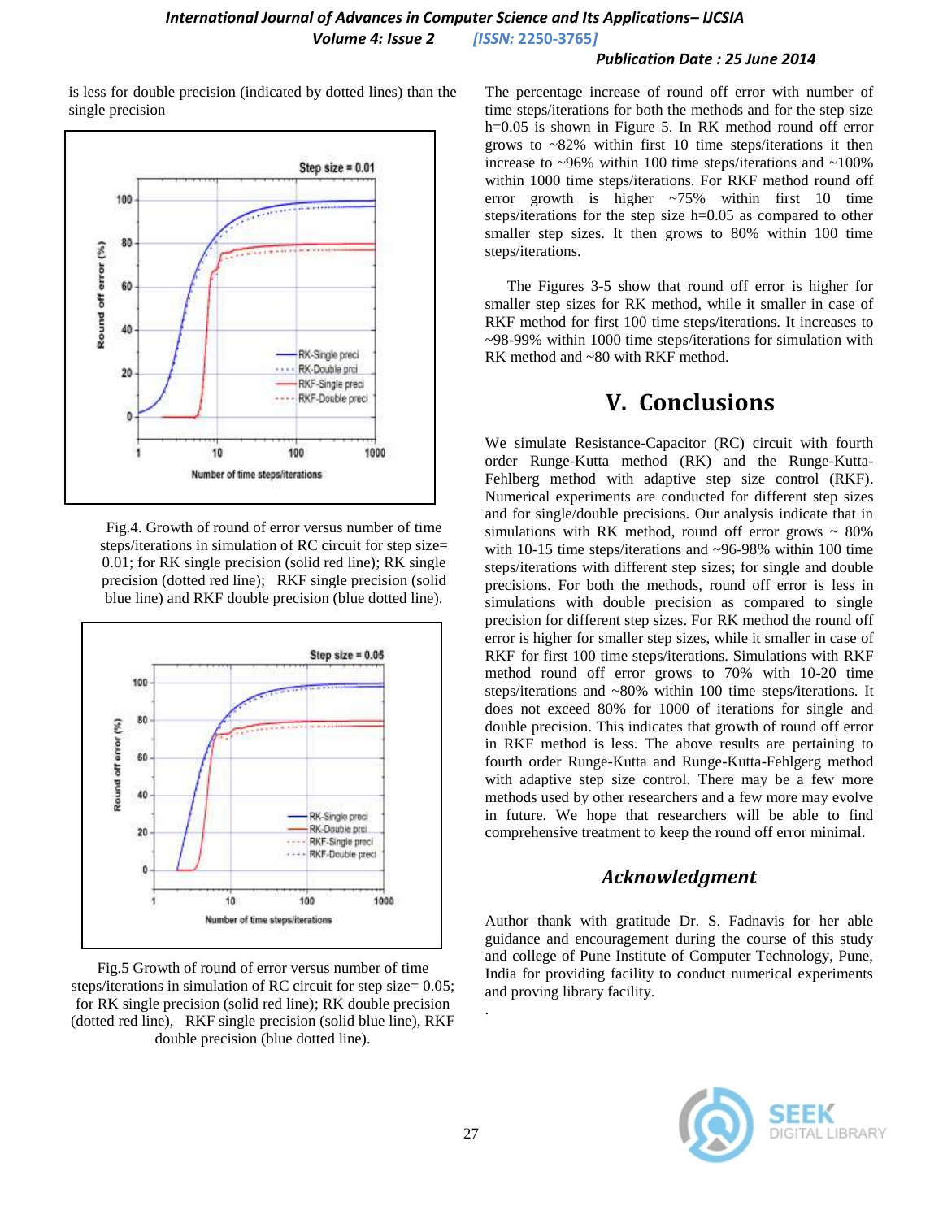is less for double precision (indicated by dotted lines) than the single precision

Fig.4. Growth of round of error versus number of time steps/iterations in simulation of RC circuit for step size= 0.01; for RK single precision (solid red line); RK single precision (dotted red line); RKF single precision (solid blue line) and RKF double precision (blue dotted line).

Fig.5 Growth of round of error versus number of time steps/iterations in simulation of RC circuit for step size= 0.05; for RK single precision (solid red line); RK double precision (dotted red line), RKF single precision (solid blue line), RKF double precision (blue dotted line).

The percentage increase of round off error with number of time steps/iterations for both the methods and for the step size h=0.05 is shown in Figure 5. In RK method round off error grows to ~82% within first 10 time steps/iterations it then increase to ~96% within 100 time steps/iterations and ~100% within 1000 time steps/iterations. For RKF method round off error growth is higher ~75% within first 10 time steps/iterations for the step size h=0.05 as compared to other smaller step sizes. It then grows to 80% within 100 time steps/iterations.

The Figures 3-5 show that round off error is higher for smaller step sizes for RK method, while it smaller in case of RKF method for first 100 time steps/iterations. It increases to ~98-99% within 1000 time steps/iterations for simulation with RK method and ~80 with RKF method.

# V. Conclusions

We simulate Resistance-Capacitor (RC) circuit with fourth order Runge-Kutta method (RK) and the Runge-Kutta-Fehlberg method with adaptive step size control (RKF). Numerical experiments are conducted for different step sizes and for single/double precisions. Our analysis indicate that in simulations with RK method, round off error grows ~ 80% with 10-15 time steps/iterations and ~96-98% within 100 time steps/iterations with different step sizes; for single and double precisions. For both the methods, round off error is less in simulations with double precision as compared to single precision for different step sizes. For RK method the round off error is higher for smaller step sizes, while it smaller in case of RKF for first 100 time steps/iterations. Simulations with RKF method round off error grows to 70% with 10-20 time steps/iterations and ~80% within 100 time steps/iterations. It does not exceed 80% for 1000 of iterations for single and double precision. This indicates that growth of round off error in RKF method is less. The above results are pertaining to fourth order Runge-Kutta and Runge-Kutta-Fehlgerg method with adaptive step size control. There may be a few more methods used by other researchers and a few more may evolve in future. We hope that researchers will be able to find comprehensive treatment to keep the round off error minimal.

## *Acknowledgment*

Author thank with gratitude Dr. S. Fadnavis for her able guidance and encouragement during the course of this study and college of Pune Institute of Computer Technology, Pune, India for providing facility to conduct numerical experiments and proving library facility.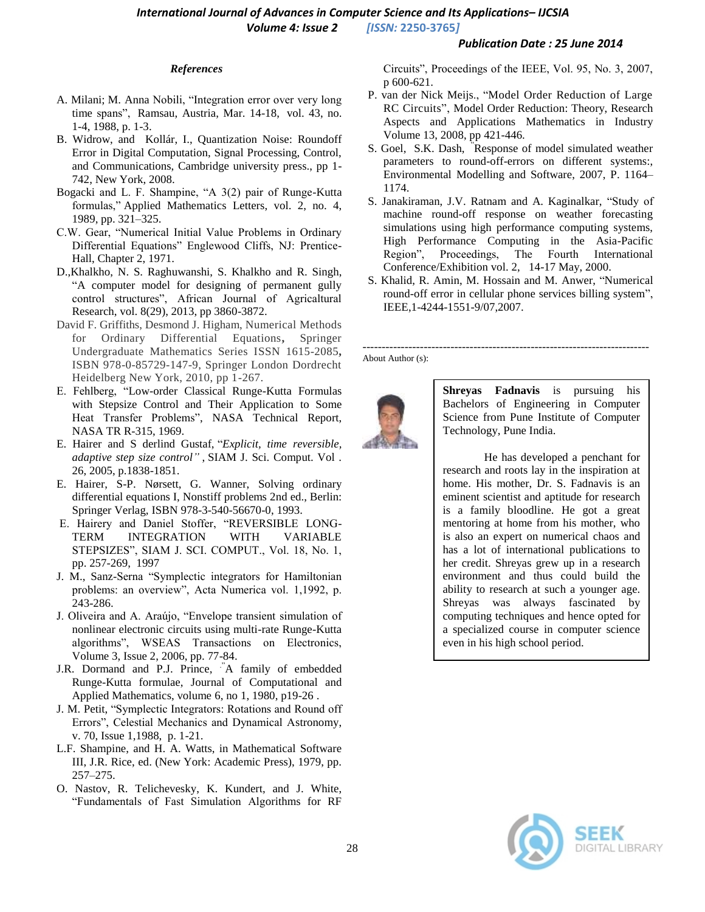### *References*

A. Milani; M. Anna Nobili, "Integration error over very long time spans", Ramsau, Austria, Mar. 14-18, vol. 43, no. 1-4, 1988, p. 1-3.

B. Widrow, and Kollár, I., Quantization Noise: Roundoff Error in Digital Computation, Signal Processing, Control, and Communications, Cambridge university press., pp 1-742, New York, 2008.

Bogacki and L. F. Shampine, "A 3(2) pair of Runge-Kutta formulas," Applied Mathematics Letters, vol. 2, no. 4, 1989, pp. 321–325.

C.W. Gear, "Numerical Initial Value Problems in Ordinary Differential Equations" Englewood Cliffs, NJ: Prentice-Hall, Chapter 2, 1971.

D.,Khalkho, N. S. Raghuwanshi, S. Khalkho and R. Singh, "A computer model for designing of permanent gully control structures", African Journal of Agricaltural Research, vol. 8(29), 2013, pp 3860-3872.

David F. Griffiths, Desmond J. Higham, Numerical Methods for Ordinary Differential Equations, Springer Undergraduate Mathematics Series ISSN 1615-2085, ISBN 978-0-85729-147-9, Springer London Dordrecht Heidelberg New York, 2010, pp 1-267.

E. Fehlberg, "Low-order Classical Runge-Kutta Formulas with Stepsize Control and Their Application to Some Heat Transfer Problems", NASA Technical Report, NASA TR R-315, 1969.

E. Hairer and S derlind Gustaf, "*Explicit, time reversible, adaptive step size control"* , SIAM J. Sci. Comput. Vol . 26, 2005, p.1838-1851.

E. Hairer, S-P. Nørsett, G. Wanner, Solving ordinary differential equations I, Nonstiff problems 2nd ed., Berlin: Springer Verlag, ISBN 978-3-540-56670-0, 1993.

E. Hairery and Daniel Stoffer, "REVERSIBLE LONG-TERM INTEGRATION WITH VARIABLE STEPSIZES", SIAM J. SCI. COMPUT., Vol. 18, No. 1, pp. 257-269, 1997

J. M., Sanz-Serna "Symplectic integrators for Hamiltonian problems: an overview", Acta Numerica vol. 1,1992, p. 243-286.

J. Oliveira and A. Araújo, "Envelope transient simulation of nonlinear electronic circuits using multi-rate Runge-Kutta algorithms", WSEAS Transactions on Electronics, Volume 3, Issue 2, 2006, pp. 77-84.

J.R. Dormand and P.J. Prince, "A family of embedded Runge-Kutta formulae, Journal of Computational and Applied Mathematics, volume 6, no 1, 1980, p19-26 .

J. M. Petit, "Symplectic Integrators: Rotations and Round off Errors", Celestial Mechanics and Dynamical Astronomy, v. 70, Issue 1,1988, p. 1-21.

L.F. Shampine, and H. A. Watts, in Mathematical Software III, J.R. Rice, ed. (New York: Academic Press), 1979, pp. 257–275.

O. Nastov, R. Telichevesky, K. Kundert, and J. White, "Fundamentals of Fast Simulation Algorithms for RF Circuits", Proceedings of the IEEE, Vol. 95, No. 3, 2007, p 600-621.

P. van der Nick Meijs., "Model Order Reduction of Large RC Circuits", Model Order Reduction: Theory, Research Aspects and Applications Mathematics in Industry Volume 13, 2008, pp 421-446.

S. Goel, S.K. Dash, "Response of model simulated weather parameters to round-off-errors on different systems:, Environmental Modelling and Software, 2007, P. 1164–1174.

S. Janakiraman, J.V. Ratnam and A. Kaginalkar, "Study of machine round-off response on weather forecasting simulations using high performance computing systems, High Performance Computing in the Asia-Pacific Region", Proceedings, The Fourth International Conference/Exhibition vol. 2, 14-17 May, 2000.

S. Khalid, R. Amin, M. Hossain and M. Anwer, "Numerical round-off error in cellular phone services billing system", IEEE,1-4244-1551-9/07,2007.

---

About Author (s):

**Shreyas Fadnavis** is pursuing his Bachelors of Engineering in Computer Science from Pune Institute of Computer Technology, Pune India.

He has developed a penchant for research and roots lay in the inspiration at home. His mother, Dr. S. Fadnavis is an eminent scientist and aptitude for research is a family bloodline. He got a great mentoring at home from his mother, who is also an expert on numerical chaos and has a lot of international publications to her credit. Shreyas grew up in a research environment and thus could build the ability to research at such a younger age. Shreyas was always fascinated by computing techniques and hence opted for a specialized course in computer science even in his high school period.